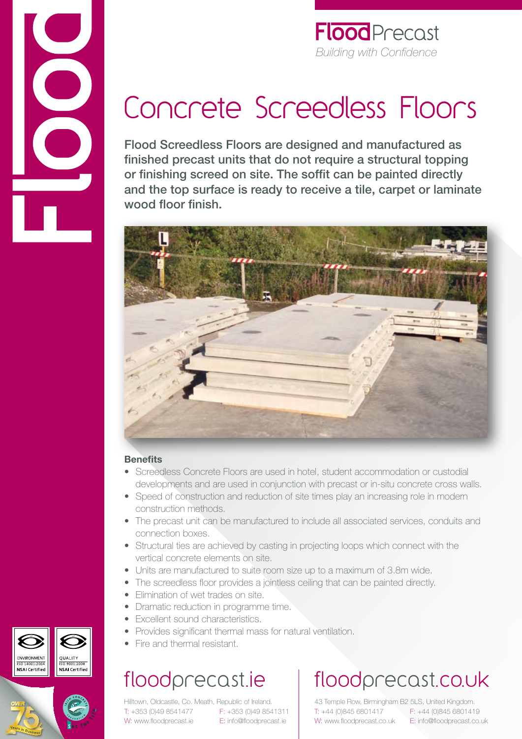**Flood**Precast
*Building with Confidence*

# Concrete Screedless Floors

**Flood Screedless Floors are designed and manufactured as finished precast units that do not require a structural topping or finishing screed on site. The soffit can be painted directly and the top surface is ready to receive a tile, carpet or laminate wood floor finish.**

### Benefits

- Screedless Concrete Floors are used in hotel, student accommodation or custodial developments and are used in conjunction with precast or in-situ concrete cross walls.
- Speed of construction and reduction of site times play an increasing role in modern construction methods.
- The precast unit can be manufactured to include all associated services, conduits and connection boxes.
- Structural ties are achieved by casting in projecting loops which connect with the vertical concrete elements on site.
- Units are manufactured to suite room size up to a maximum of 3.8m wide.
- The screedless floor provides a jointless ceiling that can be painted directly.
- Elimination of wet trades on site.
- Dramatic reduction in programme time.
- Excellent sound characteristics.
- Provides significant thermal mass for natural ventilation.
- Fire and thermal resistant.

ENVIRONMENT ISO 14001:2004 NSAI Certified

QUALITY ISO 9001:2008 NSAI Certified

## floodprecast.ie

Hilltown, Oldcastle, Co. Meath, Republic of Ireland.
T: +353 (0)49 8541477 F: +353 (0)49 8541311
W: www.floodprecast.ie E: info@floodprecast.ie

## floodprecast.co.uk

43 Temple Row, Birmingham B2 5LS, United Kingdom.
T: +44 (0)845 6801417 F: +44 (0)845 6801419
W: www.floodprecast.co.uk E: info@floodprecast.co.uk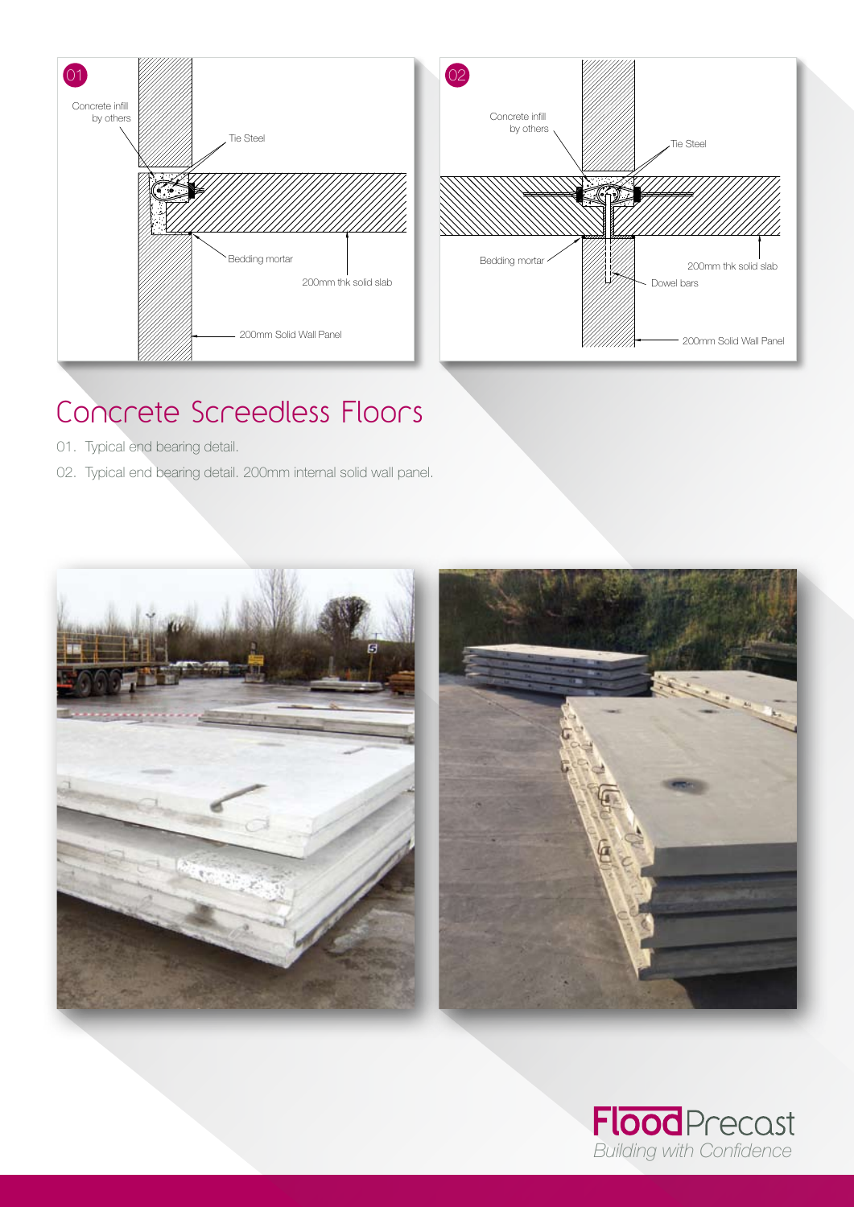01

Concrete infill by others

Tie Steel

Bedding mortar

200mm thk solid slab

200mm Solid Wall Panel

02

Concrete infill by others

Tie Steel

Bedding mortar

200mm thk solid slab

Dowel bars

200mm Solid Wall Panel

# Concrete Screedless Floors

01. Typical end bearing detail.
02. Typical end bearing detail. 200mm internal solid wall panel.

**Flood** Precast
*Building with Confidence*